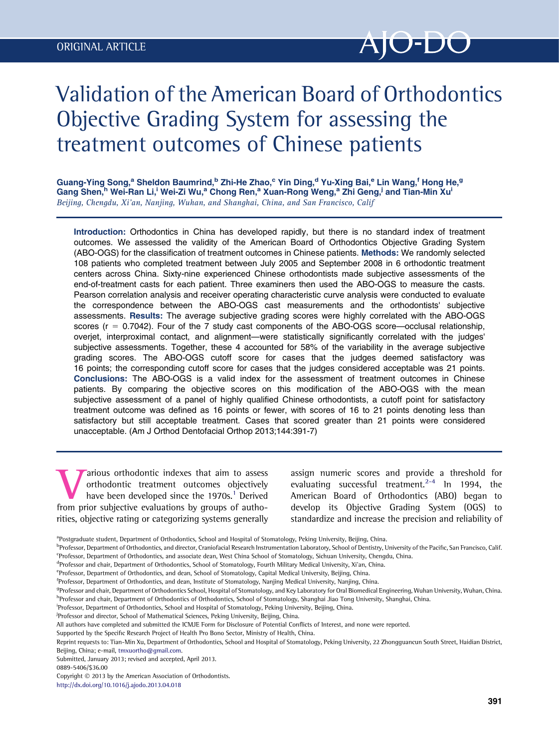ORIGINAL ARTICLE

# Validation of the American Board of Orthodontics Objective Grading System for assessing the treatment outcomes of Chinese patients

**Guang-Ying Song,[a] Sheldon Baumrind,[b] Zhi-He Zhao,[c] Yin Ding,[d] Yu-Xing Bai,[e] Lin Wang,[f] Hong He,[g] Gang Shen,[h] Wei-Ran Li,[i] Wei-Zi Wu,[a] Chong Ren,[a] Xuan-Rong Weng,[a] Zhi Geng,[j] and Tian-Min Xu[i]**

*Beijing, Chengdu, Xi'an, Nanjing, Wuhan, and Shanghai, China, and San Francisco, Calif*

**Introduction:** Orthodontics in China has developed rapidly, but there is no standard index of treatment outcomes. We assessed the validity of the American Board of Orthodontics Objective Grading System (ABO-OGS) for the classification of treatment outcomes in Chinese patients. **Methods:** We randomly selected 108 patients who completed treatment between July 2005 and September 2008 in 6 orthodontic treatment centers across China. Sixty-nine experienced Chinese orthodontists made subjective assessments of the end-of-treatment casts for each patient. Three examiners then used the ABO-OGS to measure the casts. Pearson correlation analysis and receiver operating characteristic curve analysis were conducted to evaluate the correspondence between the ABO-OGS cast measurements and the orthodontists' subjective assessments. **Results:** The average subjective grading scores were highly correlated with the ABO-OGS scores ($r = 0.7042$). Four of the 7 study cast components of the ABO-OGS score—occlusal relationship, overjet, interproximal contact, and alignment—were statistically significantly correlated with the judges' subjective assessments. Together, these 4 accounted for 58% of the variability in the average subjective grading scores. The ABO-OGS cutoff score for cases that the judges deemed satisfactory was 16 points; the corresponding cutoff score for cases that the judges considered acceptable was 21 points. **Conclusions:** The ABO-OGS is a valid index for the assessment of treatment outcomes in Chinese patients. By comparing the objective scores on this modification of the ABO-OGS with the mean subjective assessment of a panel of highly qualified Chinese orthodontists, a cutoff point for satisfactory treatment outcome was defined as 16 points or fewer, with scores of 16 to 21 points denoting less than satisfactory but still acceptable treatment. Cases that scored greater than 21 points were considered unacceptable. (Am J Orthod Dentofacial Orthop 2013;144:391-7)

Various orthodontic indexes that aim to assess orthodontic treatment outcomes objectively have been developed since the 1970s.[1] Derived from prior subjective evaluations by groups of authorities, objective rating or categorizing systems generally assign numeric scores and provide a threshold for evaluating successful treatment.[2-4] In 1994, the American Board of Orthodontics (ABO) began to develop its Objective Grading System (OGS) to standardize and increase the precision and reliability of

[a]Postgraduate student, Department of Orthodontics, School and Hospital of Stomatology, Peking University, Beijing, China.
[b]Professor, Department of Orthodontics, and director, Craniofacial Research Instrumentation Laboratory, School of Dentistry, University of the Pacific, San Francisco, Calif.
[c]Professor, Department of Orthodontics, and associate dean, West China School of Stomatology, Sichuan University, Chengdu, China.
[d]Professor and chair, Department of Orthodontics, School of Stomatology, Fourth Military Medical University, Xi'an, China.
[e]Professor, Department of Orthodontics, and dean, School of Stomatology, Capital Medical University, Beijing, China.
[f]Professor, Department of Orthodontics, and dean, Institute of Stomatology, Nanjing Medical University, Nanjing, China.
[g]Professor and chair, Department of Orthodontics School, Hospital of Stomatology, and Key Laboratory for Oral Biomedical Engineering, Wuhan University, Wuhan, China.
[h]Professor and chair, Department of Orthodontics of Orthodontics, School of Stomatology, Shanghai Jiao Tong University, Shanghai, China.
[i]Professor, Department of Orthodontics, School and Hospital of Stomatology, Peking University, Beijing, China.
[j]Professor and director, School of Mathematical Sciences, Peking University, Beijing, China.
All authors have completed and submitted the ICMJE Form for Disclosure of Potential Conflicts of Interest, and none were reported.
Supported by the Specific Research Project of Health Pro Bono Sector, Ministry of Health, China.
Reprint requests to: Tian-Min Xu, Department of Orthodontics, School and Hospital of Stomatology, Peking University, 22 Zhongguancun South Street, Haidian District, Beijing, China; e-mail, tmxuortho@gmail.com.
Submitted, January 2013; revised and accepted, April 2013.
0889-5406/$36.00
Copyright © 2013 by the American Association of Orthodontists.
http://dx.doi.org/10.1016/j.ajodo.2013.04.018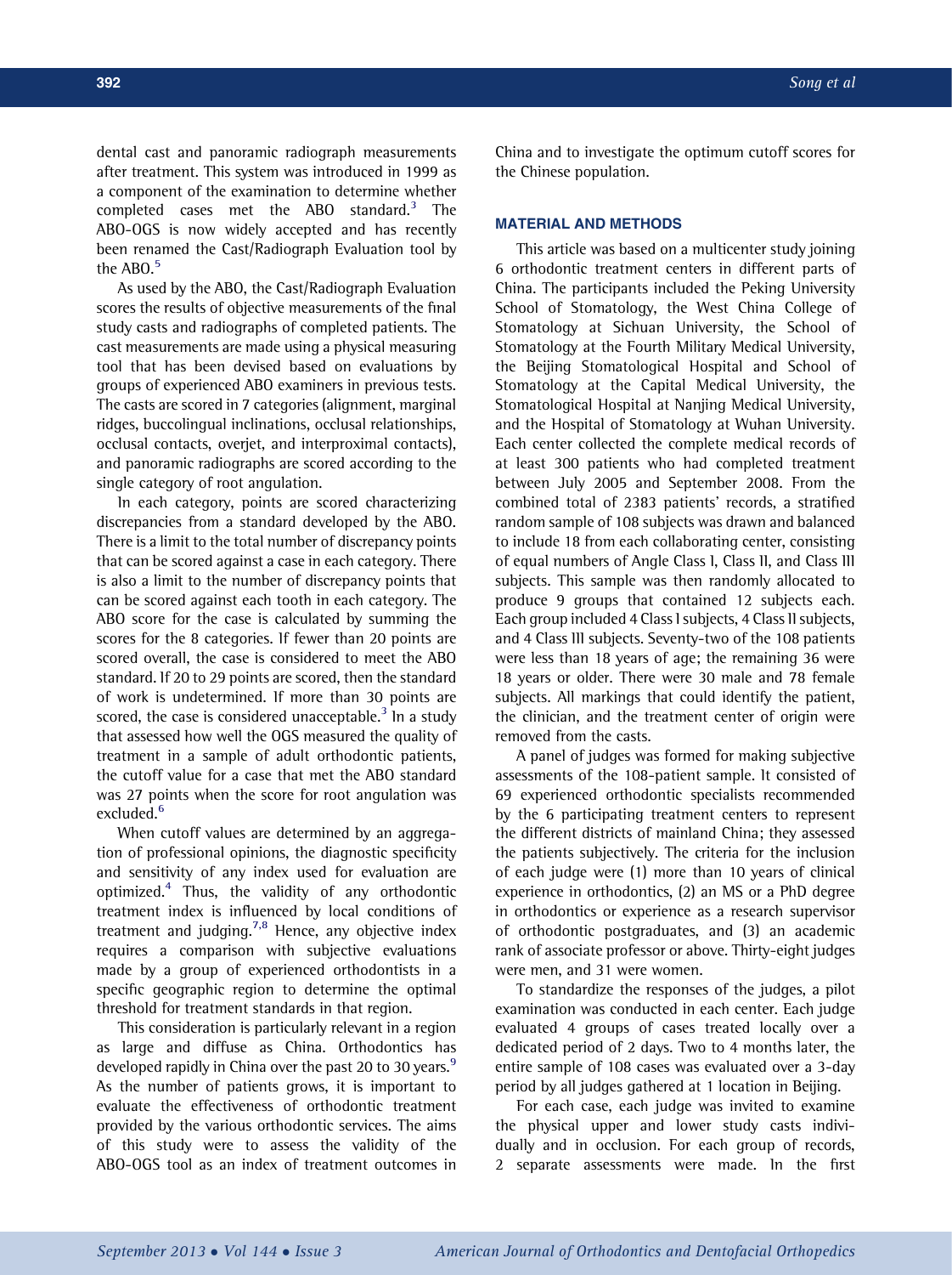dental cast and panoramic radiograph measurements after treatment. This system was introduced in 1999 as a component of the examination to determine whether completed cases met the ABO standard.[3] The ABO-OGS is now widely accepted and has recently been renamed the Cast/Radiograph Evaluation tool by the ABO.[5]

As used by the ABO, the Cast/Radiograph Evaluation scores the results of objective measurements of the final study casts and radiographs of completed patients. The cast measurements are made using a physical measuring tool that has been devised based on evaluations by groups of experienced ABO examiners in previous tests. The casts are scored in 7 categories (alignment, marginal ridges, buccolingual inclinations, occlusal relationships, occlusal contacts, overjet, and interproximal contacts), and panoramic radiographs are scored according to the single category of root angulation.

In each category, points are scored characterizing discrepancies from a standard developed by the ABO. There is a limit to the total number of discrepancy points that can be scored against a case in each category. There is also a limit to the number of discrepancy points that can be scored against each tooth in each category. The ABO score for the case is calculated by summing the scores for the 8 categories. If fewer than 20 points are scored overall, the case is considered to meet the ABO standard. If 20 to 29 points are scored, then the standard of work is undetermined. If more than 30 points are scored, the case is considered unacceptable.[3] In a study that assessed how well the OGS measured the quality of treatment in a sample of adult orthodontic patients, the cutoff value for a case that met the ABO standard was 27 points when the score for root angulation was excluded.[6]

When cutoff values are determined by an aggregation of professional opinions, the diagnostic specificity and sensitivity of any index used for evaluation are optimized.[4] Thus, the validity of any orthodontic treatment index is influenced by local conditions of treatment and judging.[7,8] Hence, any objective index requires a comparison with subjective evaluations made by a group of experienced orthodontists in a specific geographic region to determine the optimal threshold for treatment standards in that region.

This consideration is particularly relevant in a region as large and diffuse as China. Orthodontics has developed rapidly in China over the past 20 to 30 years.[9] As the number of patients grows, it is important to evaluate the effectiveness of orthodontic treatment provided by the various orthodontic services. The aims of this study were to assess the validity of the ABO-OGS tool as an index of treatment outcomes in China and to investigate the optimum cutoff scores for the Chinese population.

## MATERIAL AND METHODS

This article was based on a multicenter study joining 6 orthodontic treatment centers in different parts of China. The participants included the Peking University School of Stomatology, the West China College of Stomatology at Sichuan University, the School of Stomatology at the Fourth Military Medical University, the Beijing Stomatological Hospital and School of Stomatology at the Capital Medical University, the Stomatological Hospital at Nanjing Medical University, and the Hospital of Stomatology at Wuhan University. Each center collected the complete medical records of at least 300 patients who had completed treatment between July 2005 and September 2008. From the combined total of 2383 patients' records, a stratified random sample of 108 subjects was drawn and balanced to include 18 from each collaborating center, consisting of equal numbers of Angle Class I, Class II, and Class III subjects. This sample was then randomly allocated to produce 9 groups that contained 12 subjects each. Each group included 4 Class I subjects, 4 Class II subjects, and 4 Class III subjects. Seventy-two of the 108 patients were less than 18 years of age; the remaining 36 were 18 years or older. There were 30 male and 78 female subjects. All markings that could identify the patient, the clinician, and the treatment center of origin were removed from the casts.

A panel of judges was formed for making subjective assessments of the 108-patient sample. It consisted of 69 experienced orthodontic specialists recommended by the 6 participating treatment centers to represent the different districts of mainland China; they assessed the patients subjectively. The criteria for the inclusion of each judge were (1) more than 10 years of clinical experience in orthodontics, (2) an MS or a PhD degree in orthodontics or experience as a research supervisor of orthodontic postgraduates, and (3) an academic rank of associate professor or above. Thirty-eight judges were men, and 31 were women.

To standardize the responses of the judges, a pilot examination was conducted in each center. Each judge evaluated 4 groups of cases treated locally over a dedicated period of 2 days. Two to 4 months later, the entire sample of 108 cases was evaluated over a 3-day period by all judges gathered at 1 location in Beijing.

For each case, each judge was invited to examine the physical upper and lower study casts individually and in occlusion. For each group of records, 2 separate assessments were made. In the first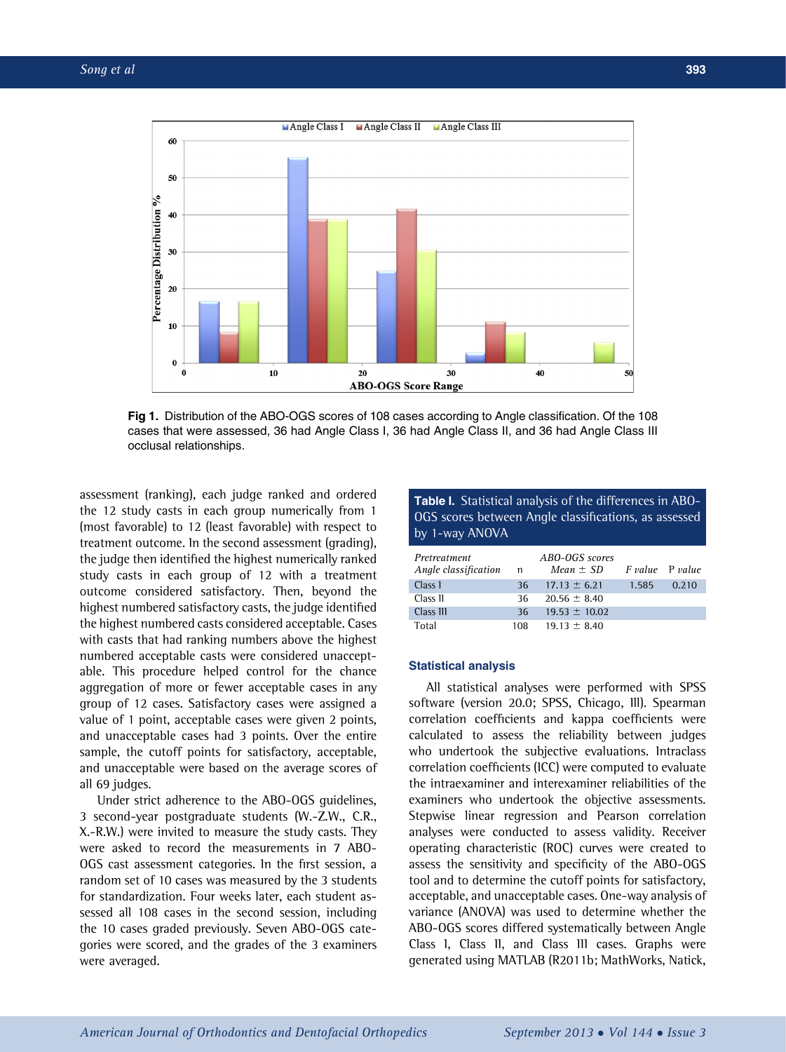Fig 1. Distribution of the ABO-OGS scores of 108 cases according to Angle classification. Of the 108 cases that were assessed, 36 had Angle Class I, 36 had Angle Class II, and 36 had Angle Class III occlusal relationships.

assessment (ranking), each judge ranked and ordered the 12 study casts in each group numerically from 1 (most favorable) to 12 (least favorable) with respect to treatment outcome. In the second assessment (grading), the judge then identified the highest numerically ranked study casts in each group of 12 with a treatment outcome considered satisfactory. Then, beyond the highest numbered satisfactory casts, the judge identified the highest numbered casts considered acceptable. Cases with casts that had ranking numbers above the highest numbered acceptable casts were considered unacceptable. This procedure helped control for the chance aggregation of more or fewer acceptable cases in any group of 12 cases. Satisfactory cases were assigned a value of 1 point, acceptable cases were given 2 points, and unacceptable cases had 3 points. Over the entire sample, the cutoff points for satisfactory, acceptable, and unacceptable were based on the average scores of all 69 judges.

Under strict adherence to the ABO-OGS guidelines, 3 second-year postgraduate students (W.-Z.W., C.R., X.-R.W.) were invited to measure the study casts. They were asked to record the measurements in 7 ABO-OGS cast assessment categories. In the first session, a random set of 10 cases was measured by the 3 students for standardization. Four weeks later, each student assessed all 108 cases in the second session, including the 10 cases graded previously. Seven ABO-OGS categories were scored, and the grades of the 3 examiners were averaged.

**Table I.** Statistical analysis of the differences in ABO-OGS scores between Angle classifications, as assessed by 1-way ANOVA

| *Pretreatment Angle classification* | n | *ABO-OGS scores Mean ± SD* | *F value* | *P value* |
|---|---|---|---|---|
| Class I | 36 | 17.13 ± 6.21 | 1.585 | 0.210 |
| Class II | 36 | 20.56 ± 8.40 | | |
| Class III | 36 | 19.53 ± 10.02 | | |
| Total | 108 | 19.13 ± 8.40 | | |

## Statistical analysis

All statistical analyses were performed with SPSS software (version 20.0; SPSS, Chicago, Ill). Spearman correlation coefficients and kappa coefficients were calculated to assess the reliability between judges who undertook the subjective evaluations. Intraclass correlation coefficients (ICC) were computed to evaluate the intraexaminer and interexaminer reliabilities of the examiners who undertook the objective assessments. Stepwise linear regression and Pearson correlation analyses were conducted to assess validity. Receiver operating characteristic (ROC) curves were created to assess the sensitivity and specificity of the ABO-OGS tool and to determine the cutoff points for satisfactory, acceptable, and unacceptable cases. One-way analysis of variance (ANOVA) was used to determine whether the ABO-OGS scores differed systematically between Angle Class I, Class II, and Class III cases. Graphs were generated using MATLAB (R2011b; MathWorks, Natick,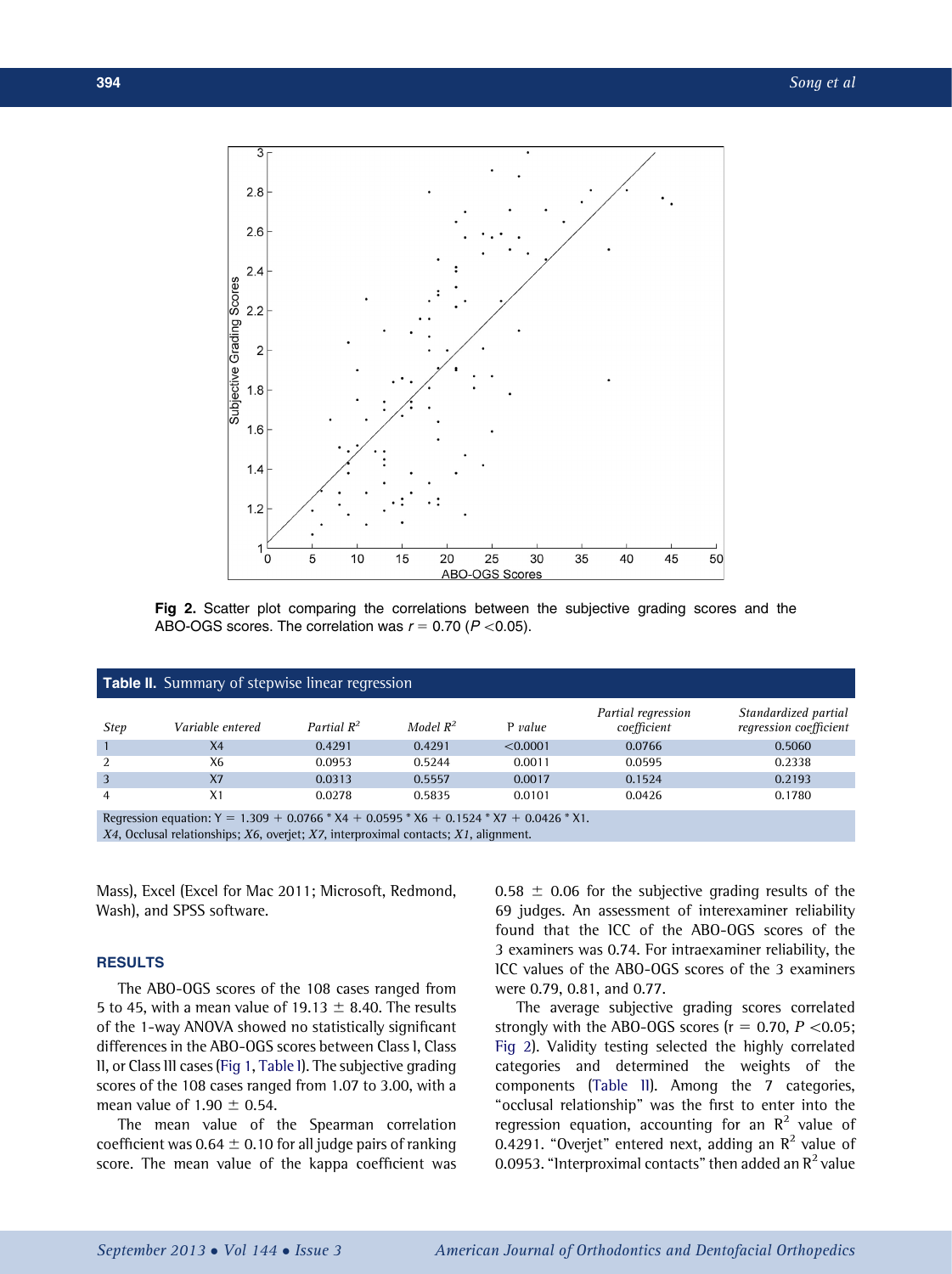Fig 2. Scatter plot comparing the correlations between the subjective grading scores and the ABO-OGS scores. The correlation was $r = 0.70$ ($P < 0.05$).

**Table II.** Summary of stepwise linear regression

| Step | Variable entered | Partial $R^2$ | Model $R^2$ | P value | Partial regression coefficient | Standardized partial regression coefficient |
|---|---|---|---|---|---|---|
| 1 | X4 | 0.4291 | 0.4291 | <0.0001 | 0.0766 | 0.5060 |
| 2 | X6 | 0.0953 | 0.5244 | 0.0011 | 0.0595 | 0.2338 |
| 3 | X7 | 0.0313 | 0.5557 | 0.0017 | 0.1524 | 0.2193 |
| 4 | X1 | 0.0278 | 0.5835 | 0.0101 | 0.0426 | 0.1780 |

Regression equation: $Y = 1.309 + 0.0766 * X4 + 0.0595 * X6 + 0.1524 * X7 + 0.0426 * X1$.

*X4*, Occlusal relationships; *X6*, overjet; *X7*, interproximal contacts; *X1*, alignment.

Mass), Excel (Excel for Mac 2011; Microsoft, Redmond, Wash), and SPSS software.

## RESULTS

The ABO-OGS scores of the 108 cases ranged from 5 to 45, with a mean value of 19.13 ± 8.40. The results of the 1-way ANOVA showed no statistically significant differences in the ABO-OGS scores between Class I, Class II, or Class III cases (Fig 1, Table I). The subjective grading scores of the 108 cases ranged from 1.07 to 3.00, with a mean value of 1.90 ± 0.54.

The mean value of the Spearman correlation coefficient was 0.64 ± 0.10 for all judge pairs of ranking score. The mean value of the kappa coefficient was 0.58 ± 0.06 for the subjective grading results of the 69 judges. An assessment of interexaminer reliability found that the ICC of the ABO-OGS scores of the 3 examiners was 0.74. For intraexaminer reliability, the ICC values of the ABO-OGS scores of the 3 examiners were 0.79, 0.81, and 0.77.

The average subjective grading scores correlated strongly with the ABO-OGS scores ($r = 0.70$, $P < 0.05$; Fig 2). Validity testing selected the highly correlated categories and determined the weights of the components (Table II). Among the 7 categories, "occlusal relationship" was the first to enter into the regression equation, accounting for an $R^2$ value of 0.4291. "Overjet" entered next, adding an $R^2$ value of 0.0953. "Interproximal contacts" then added an $R^2$ value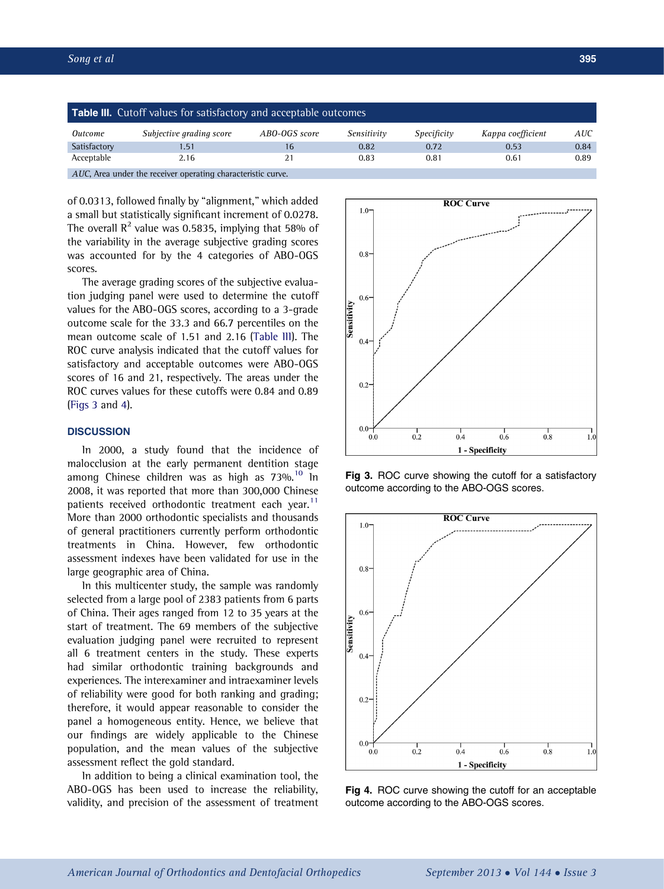**Table III.** Cutoff values for satisfactory and acceptable outcomes

| *Outcome* | *Subjective grading score* | *ABO-OGS score* | *Sensitivity* | *Specificity* | *Kappa coefficient* | *AUC* |
|---|---|---|---|---|---|---|
| Satisfactory | 1.51 | 16 | 0.82 | 0.72 | 0.53 | 0.84 |
| Acceptable | 2.16 | 21 | 0.83 | 0.81 | 0.61 | 0.89 |

*AUC*, Area under the receiver operating characteristic curve.

of 0.0313, followed finally by "alignment," which added a small but statistically significant increment of 0.0278. The overall $R^2$ value was 0.5835, implying that 58% of the variability in the average subjective grading scores was accounted for by the 4 categories of ABO-OGS scores.

The average grading scores of the subjective evaluation judging panel were used to determine the cutoff values for the ABO-OGS scores, according to a 3-grade outcome scale for the 33.3 and 66.7 percentiles on the mean outcome scale of 1.51 and 2.16 (Table III). The ROC curve analysis indicated that the cutoff values for satisfactory and acceptable outcomes were ABO-OGS scores of 16 and 21, respectively. The areas under the ROC curves values for these cutoffs were 0.84 and 0.89 (Figs 3 and 4).

Fig 3. ROC curve showing the cutoff for a satisfactory outcome according to the ABO-OGS scores.

Fig 4. ROC curve showing the cutoff for an acceptable outcome according to the ABO-OGS scores.

## DISCUSSION

In 2000, a study found that the incidence of malocclusion at the early permanent dentition stage among Chinese children was as high as 73%.[10] In 2008, it was reported that more than 300,000 Chinese patients received orthodontic treatment each year.[11] More than 2000 orthodontic specialists and thousands of general practitioners currently perform orthodontic treatments in China. However, few orthodontic assessment indexes have been validated for use in the large geographic area of China.

In this multicenter study, the sample was randomly selected from a large pool of 2383 patients from 6 parts of China. Their ages ranged from 12 to 35 years at the start of treatment. The 69 members of the subjective evaluation judging panel were recruited to represent all 6 treatment centers in the study. These experts had similar orthodontic training backgrounds and experiences. The interexaminer and intraexaminer levels of reliability were good for both ranking and grading; therefore, it would appear reasonable to consider the panel a homogeneous entity. Hence, we believe that our findings are widely applicable to the Chinese population, and the mean values of the subjective assessment reflect the gold standard.

In addition to being a clinical examination tool, the ABO-OGS has been used to increase the reliability, validity, and precision of the assessment of treatment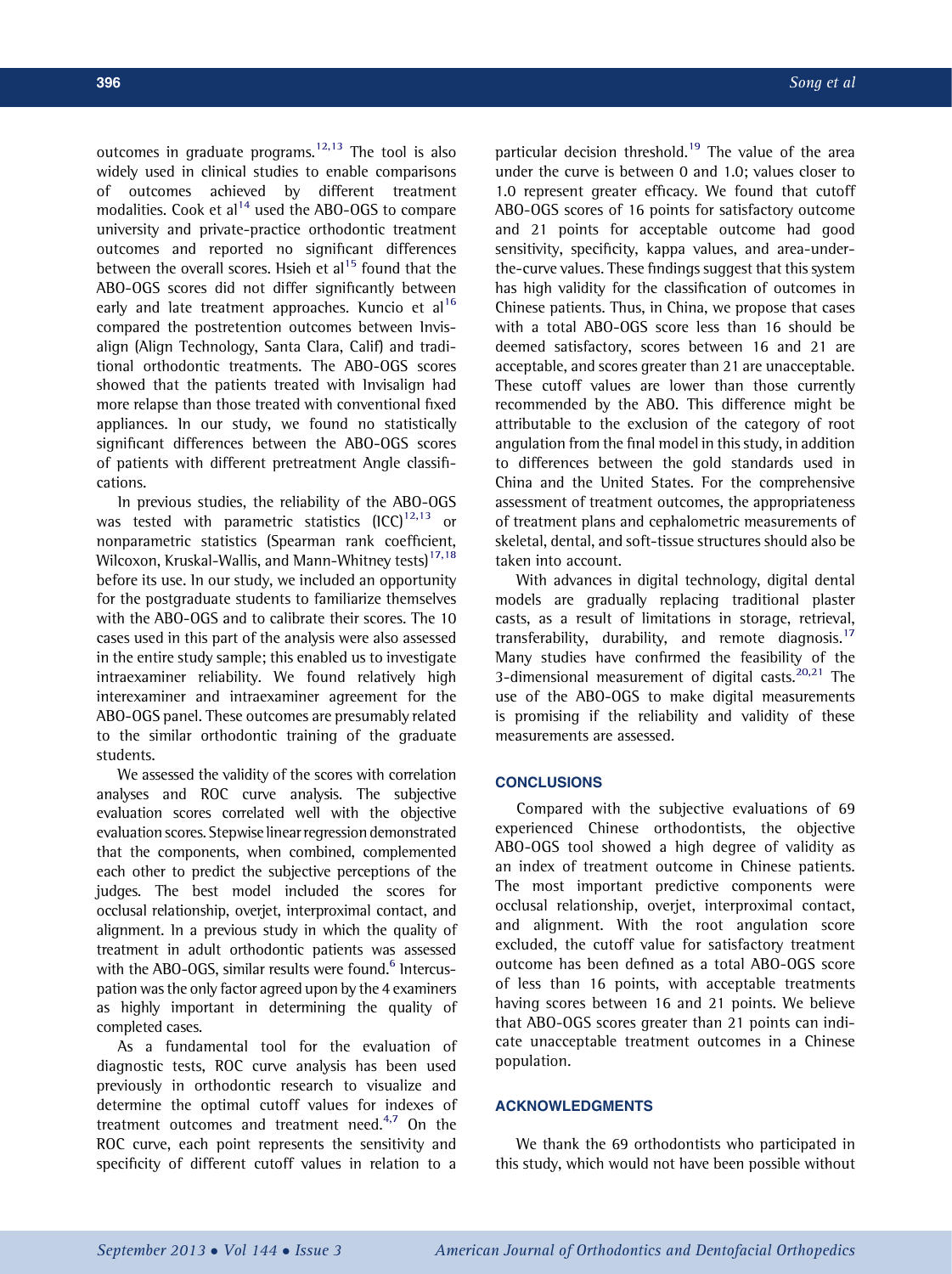outcomes in graduate programs.[12,13] The tool is also widely used in clinical studies to enable comparisons of outcomes achieved by different treatment modalities. Cook et al[14] used the ABO-OGS to compare university and private-practice orthodontic treatment outcomes and reported no significant differences between the overall scores. Hsieh et al[15] found that the ABO-OGS scores did not differ significantly between early and late treatment approaches. Kuncio et al[16] compared the postretention outcomes between Invisalign (Align Technology, Santa Clara, Calif) and traditional orthodontic treatments. The ABO-OGS scores showed that the patients treated with Invisalign had more relapse than those treated with conventional fixed appliances. In our study, we found no statistically significant differences between the ABO-OGS scores of patients with different pretreatment Angle classifications.

In previous studies, the reliability of the ABO-OGS was tested with parametric statistics (ICC)[12,13] or nonparametric statistics (Spearman rank coefficient, Wilcoxon, Kruskal-Wallis, and Mann-Whitney tests)[17,18] before its use. In our study, we included an opportunity for the postgraduate students to familiarize themselves with the ABO-OGS and to calibrate their scores. The 10 cases used in this part of the analysis were also assessed in the entire study sample; this enabled us to investigate intraexaminer reliability. We found relatively high interexaminer and intraexaminer agreement for the ABO-OGS panel. These outcomes are presumably related to the similar orthodontic training of the graduate students.

We assessed the validity of the scores with correlation analyses and ROC curve analysis. The subjective evaluation scores correlated well with the objective evaluation scores. Stepwise linear regression demonstrated that the components, when combined, complemented each other to predict the subjective perceptions of the judges. The best model included the scores for occlusal relationship, overjet, interproximal contact, and alignment. In a previous study in which the quality of treatment in adult orthodontic patients was assessed with the ABO-OGS, similar results were found.[6] Intercuspation was the only factor agreed upon by the 4 examiners as highly important in determining the quality of completed cases.

As a fundamental tool for the evaluation of diagnostic tests, ROC curve analysis has been used previously in orthodontic research to visualize and determine the optimal cutoff values for indexes of treatment outcomes and treatment need.[4,7] On the ROC curve, each point represents the sensitivity and specificity of different cutoff values in relation to a particular decision threshold.[19] The value of the area under the curve is between 0 and 1.0; values closer to 1.0 represent greater efficacy. We found that cutoff ABO-OGS scores of 16 points for satisfactory outcome and 21 points for acceptable outcome had good sensitivity, specificity, kappa values, and area-under-the-curve values. These findings suggest that this system has high validity for the classification of outcomes in Chinese patients. Thus, in China, we propose that cases with a total ABO-OGS score less than 16 should be deemed satisfactory, scores between 16 and 21 are acceptable, and scores greater than 21 are unacceptable. These cutoff values are lower than those currently recommended by the ABO. This difference might be attributable to the exclusion of the category of root angulation from the final model in this study, in addition to differences between the gold standards used in China and the United States. For the comprehensive assessment of treatment outcomes, the appropriateness of treatment plans and cephalometric measurements of skeletal, dental, and soft-tissue structures should also be taken into account.

With advances in digital technology, digital dental models are gradually replacing traditional plaster casts, as a result of limitations in storage, retrieval, transferability, durability, and remote diagnosis.[17] Many studies have confirmed the feasibility of the 3-dimensional measurement of digital casts.[20,21] The use of the ABO-OGS to make digital measurements is promising if the reliability and validity of these measurements are assessed.

## CONCLUSIONS

Compared with the subjective evaluations of 69 experienced Chinese orthodontists, the objective ABO-OGS tool showed a high degree of validity as an index of treatment outcome in Chinese patients. The most important predictive components were occlusal relationship, overjet, interproximal contact, and alignment. With the root angulation score excluded, the cutoff value for satisfactory treatment outcome has been defined as a total ABO-OGS score of less than 16 points, with acceptable treatments having scores between 16 and 21 points. We believe that ABO-OGS scores greater than 21 points can indicate unacceptable treatment outcomes in a Chinese population.

## ACKNOWLEDGMENTS

We thank the 69 orthodontists who participated in this study, which would not have been possible without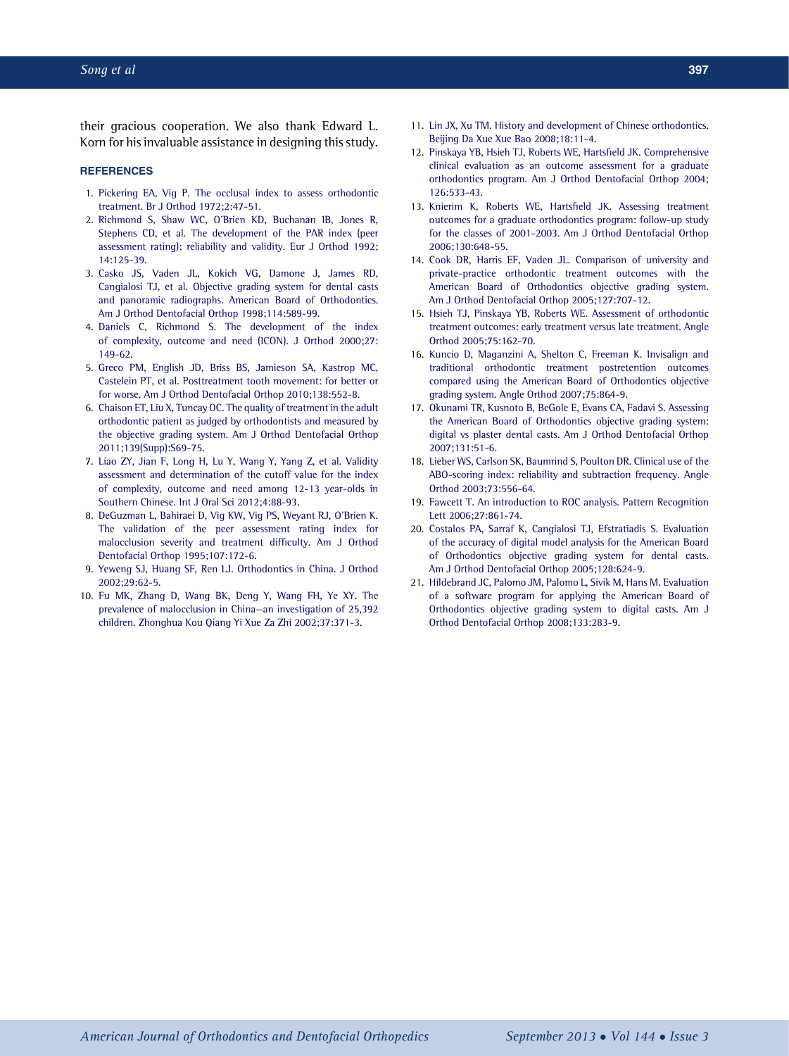their gracious cooperation. We also thank Edward L. Korn for his invaluable assistance in designing this study.

## REFERENCES

1. Pickering EA, Vig P. The occlusal index to assess orthodontic treatment. Br J Orthod 1972;2:47-51.
2. Richmond S, Shaw WC, O'Brien KD, Buchanan IB, Jones R, Stephens CD, et al. The development of the PAR index (peer assessment rating): reliability and validity. Eur J Orthod 1992; 14:125-39.
3. Casko JS, Vaden JL, Kokich VG, Damone J, James RD, Cangialosi TJ, et al. Objective grading system for dental casts and panoramic radiographs. American Board of Orthodontics. Am J Orthod Dentofacial Orthop 1998;114:589-99.
4. Daniels C, Richmond S. The development of the index of complexity, outcome and need (ICON). J Orthod 2000;27: 149-62.
5. Greco PM, English JD, Briss BS, Jamieson SA, Kastrop MC, Castelein PT, et al. Posttreatment tooth movement: for better or for worse. Am J Orthod Dentofacial Orthop 2010;138:552-8.
6. Chaison ET, Liu X, Tuncay OC. The quality of treatment in the adult orthodontic patient as judged by orthodontists and measured by the objective grading system. Am J Orthod Dentofacial Orthop 2011;139(Supp):S69-75.
7. Liao ZY, Jian F, Long H, Lu Y, Wang Y, Yang Z, et al. Validity assessment and determination of the cutoff value for the index of complexity, outcome and need among 12-13 year-olds in Southern Chinese. Int J Oral Sci 2012;4:88-93.
8. DeGuzman L, Bahiraei D, Vig KW, Vig PS, Weyant RJ, O'Brien K. The validation of the peer assessment rating index for malocclusion severity and treatment difficulty. Am J Orthod Dentofacial Orthop 1995;107:172-6.
9. Yeweng SJ, Huang SF, Ren LJ. Orthodontics in China. J Orthod 2002;29:62-5.
10. Fu MK, Zhang D, Wang BK, Deng Y, Wang FH, Ye XY. The prevalence of malocclusion in China—an investigation of 25,392 children. Zhonghua Kou Qiang Yi Xue Za Zhi 2002;37:371-3.
11. Lin JX, Xu TM. History and development of Chinese orthodontics. Beijing Da Xue Xue Bao 2008;18:11-4.
12. Pinskaya YB, Hsieh TJ, Roberts WE, Hartsfield JK. Comprehensive clinical evaluation as an outcome assessment for a graduate orthodontics program. Am J Orthod Dentofacial Orthop 2004; 126:533-43.
13. Knierim K, Roberts WE, Hartsfield JK. Assessing treatment outcomes for a graduate orthodontics program: follow-up study for the classes of 2001-2003. Am J Orthod Dentofacial Orthop 2006;130:648-55.
14. Cook DR, Harris EF, Vaden JL. Comparison of university and private-practice orthodontic treatment outcomes with the American Board of Orthodontics objective grading system. Am J Orthod Dentofacial Orthop 2005;127:707-12.
15. Hsieh TJ, Pinskaya YB, Roberts WE. Assessment of orthodontic treatment outcomes: early treatment versus late treatment. Angle Orthod 2005;75:162-70.
16. Kuncio D, Maganzini A, Shelton C, Freeman K. Invisalign and traditional orthodontic treatment postretention outcomes compared using the American Board of Orthodontics objective grading system. Angle Orthod 2007;75:864-9.
17. Okunami TR, Kusnoto B, BeGole E, Evans CA, Fadavi S. Assessing the American Board of Orthodontics objective grading system: digital vs plaster dental casts. Am J Orthod Dentofacial Orthop 2007;131:51-6.
18. Lieber WS, Carlson SK, Baumrind S, Poulton DR. Clinical use of the ABO-scoring index: reliability and subtraction frequency. Angle Orthod 2003;73:556-64.
19. Fawcett T. An introduction to ROC analysis. Pattern Recognition Lett 2006;27:861-74.
20. Costalos PA, Sarraf K, Cangialosi TJ, Efstratiadis S. Evaluation of the accuracy of digital model analysis for the American Board of Orthodontics objective grading system for dental casts. Am J Orthod Dentofacial Orthop 2005;128:624-9.
21. Hildebrand JC, Palomo JM, Palomo L, Sivik M, Hans M. Evaluation of a software program for applying the American Board of Orthodontics objective grading system to digital casts. Am J Orthod Dentofacial Orthop 2008;133:283-9.